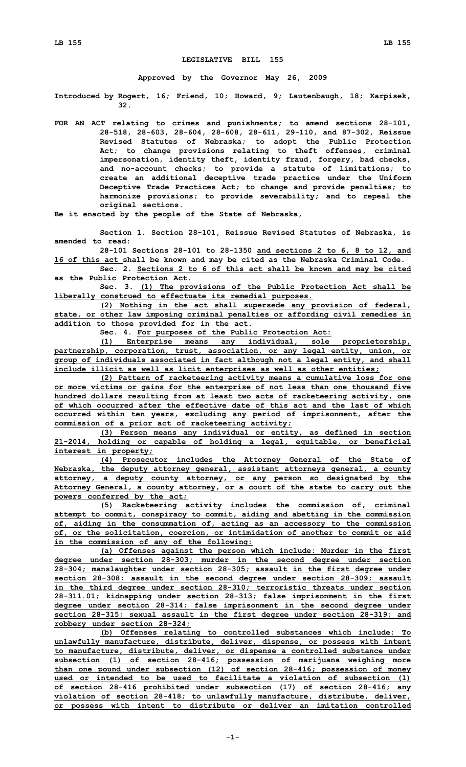# LEGISLATIVE BILL 155

**Approved by the Governor May 26, 2009**

**Introduced by Rogert, 16; Friend, 10; Howard, 9; Lautenbaugh, 18; Karpisek, 32.**

**FOR AN ACT relating to crimes and punishments; to amend sections 28-101, 28-518, 28-603, 28-604, 28-608, 28-611, 29-110, and 87-302, Reissue Revised Statutes of Nebraska; to adopt the Public Protection Act; to change provisions relating to theft offenses, criminal impersonation, identity theft, identity fraud, forgery, bad checks, and no-account checks; to provide a statute of limitations; to create an additional deceptive trade practice under the Uniform Deceptive Trade Practices Act; to change and provide penalties; to harmonize provisions; to provide severability; and to repeal the original sections.**

**Be it enacted by the people of the State of Nebraska,**

**Section 1. Section 28-101, Reissue Revised Statutes of Nebraska, is amended to read:**

**28-101 Sections 28-101 to 28-1350 and sections 2 to 6, 8 to 12, and 16 of this act shall be known and may be cited as the Nebraska Criminal Code.**

**Sec. 2. Sections 2 to 6 of this act shall be known and may be cited as the Public Protection Act.**

**Sec. 3. (1) The provisions of the Public Protection Act shall be liberally construed to effectuate its remedial purposes.**

**(2) Nothing in the act shall supersede any provision of federal, state, or other law imposing criminal penalties or affording civil remedies in addition to those provided for in the act.**

**Sec. 4. For purposes of the Public Protection Act:**

**(1) Enterprise means any individual, sole proprietorship, partnership, corporation, trust, association, or any legal entity, union, or group of individuals associated in fact although not a legal entity, and shall include illicit as well as licit enterprises as well as other entities;**

**(2) Pattern of racketeering activity means a cumulative loss for one or more victims or gains for the enterprise of not less than one thousand five hundred dollars resulting from at least two acts of racketeering activity, one of which occurred after the effective date of this act and the last of which occurred within ten years, excluding any period of imprisonment, after the commission of a prior act of racketeering activity;**

**(3) Person means any individual or entity, as defined in section 21-2014, holding or capable of holding a legal, equitable, or beneficial interest in property;**

**(4) Prosecutor includes the Attorney General of the State of Nebraska, the deputy attorney general, assistant attorneys general, a county attorney, a deputy county attorney, or any person so designated by the Attorney General, a county attorney, or a court of the state to carry out the powers conferred by the act;**

**(5) Racketeering activity includes the commission of, criminal attempt to commit, conspiracy to commit, aiding and abetting in the commission of, aiding in the consummation of, acting as an accessory to the commission of, or the solicitation, coercion, or intimidation of another to commit or aid in the commission of any of the following:**

**(a) Offenses against the person which include: Murder in the first degree under section 28-303; murder in the second degree under section 28-304; manslaughter under section 28-305; assault in the first degree under section 28-308; assault in the second degree under section 28-309; assault in the third degree under section 28-310; terroristic threats under section 28-311.01; kidnapping under section 28-313; false imprisonment in the first degree under section 28-314; false imprisonment in the second degree under section 28-315; sexual assault in the first degree under section 28-319; and robbery under section 28-324;**

**(b) Offenses relating to controlled substances which include: To unlawfully manufacture, distribute, deliver, dispense, or possess with intent to manufacture, distribute, deliver, or dispense a controlled substance under subsection (1) of section 28-416; possession of marijuana weighing more than one pound under subsection (12) of section 28-416; possession of money used or intended to be used to facilitate a violation of subsection (1) of section 28-416 prohibited under subsection (17) of section 28-416; any violation of section 28-418; to unlawfully manufacture, distribute, deliver, or possess with intent to distribute or deliver an imitation controlled**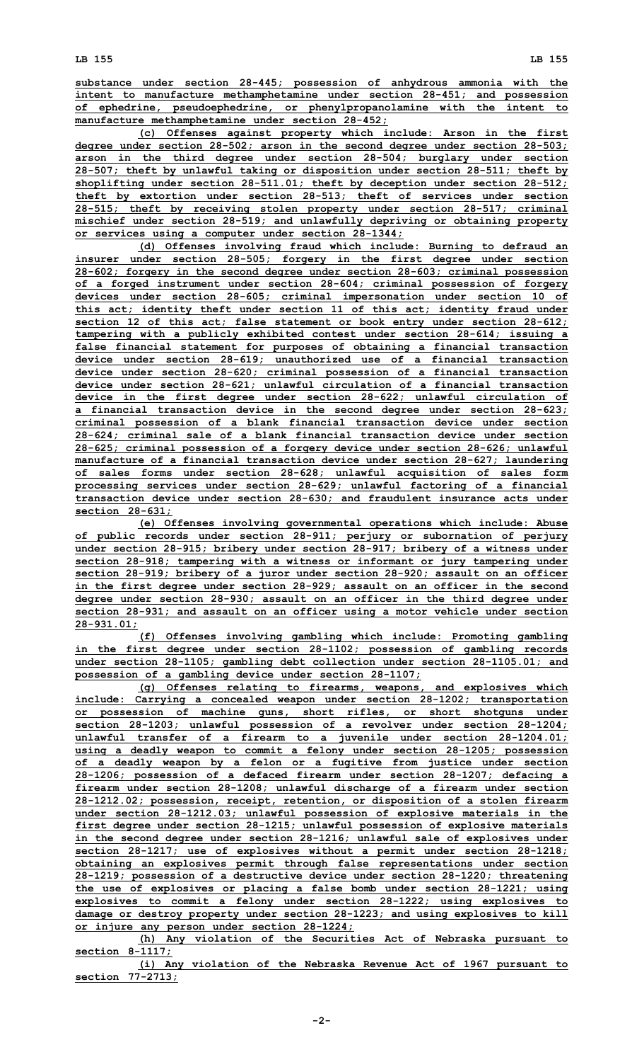substance under section 28-445; possession of anhydrous ammonia with the intent to manufacture methamphetamine under section 28-451; and possession of ephedrine, pseudoephedrine, or phenylpropanolamine with the intent to manufacture methamphetamine under section 28-452;

(c) Offenses against property which include: Arson in the first degree under section 28-502; arson in the second degree under section 28-503; arson in the third degree under section 28-504; burglary under section 28-507; theft by unlawful taking or disposition under section 28-511; theft by shoplifting under section 28-511.01; theft by deception under section 28-512; theft by extortion under section 28-513; theft of services under section 28-515; theft by receiving stolen property under section 28-517; criminal mischief under section 28-519; and unlawfully depriving or obtaining property or services using a computer under section 28-1344;

(d) Offenses involving fraud which include: Burning to defraud an insurer under section 28-505; forgery in the first degree under section 28-602; forgery in the second degree under section 28-603; criminal possession of a forged instrument under section 28-604; criminal possession of forgery devices under section 28-605; criminal impersonation under section 10 of this act; identity theft under section 11 of this act; identity fraud under section 12 of this act; false statement or book entry under section 28-612; tampering with a publicly exhibited contest under section 28-614; issuing a false financial statement for purposes of obtaining a financial transaction device under section 28-619; unauthorized use of a financial transaction device under section 28-620; criminal possession of a financial transaction device under section 28-621; unlawful circulation of a financial transaction device in the first degree under section 28-622; unlawful circulation of a financial transaction device in the second degree under section 28-623; criminal possession of a blank financial transaction device under section 28-624; criminal sale of a blank financial transaction device under section 28-625; criminal possession of a forgery device under section 28-626; unlawful manufacture of a financial transaction device under section 28-627; laundering of sales forms under section 28-628; unlawful acquisition of sales form processing services under section 28-629; unlawful factoring of a financial transaction device under section 28-630; and fraudulent insurance acts under section 28-631;

(e) Offenses involving governmental operations which include: Abuse of public records under section 28-911; perjury or subornation of perjury under section 28-915; bribery under section 28-917; bribery of a witness under section 28-918; tampering with a witness or informant or jury tampering under section 28-919; bribery of a juror under section 28-920; assault on an officer in the first degree under section 28-929; assault on an officer in the second degree under section 28-930; assault on an officer in the third degree under section 28-931; and assault on an officer using a motor vehicle under section 28-931.01;

(f) Offenses involving gambling which include: Promoting gambling in the first degree under section 28-1102; possession of gambling records under section 28-1105; gambling debt collection under section 28-1105.01; and possession of a gambling device under section 28-1107;

(g) Offenses relating to firearms, weapons, and explosives which include: Carrying a concealed weapon under section 28-1202; transportation or possession of machine guns, short rifles, or short shotguns under section 28-1203; unlawful possession of a revolver under section 28-1204; unlawful transfer of a firearm to a juvenile under section 28-1204.01; using a deadly weapon to commit a felony under section 28-1205; possession of a deadly weapon by a felon or a fugitive from justice under section 28-1206; possession of a defaced firearm under section 28-1207; defacing a firearm under section 28-1208; unlawful discharge of a firearm under section 28-1212.02; possession, receipt, retention, or disposition of a stolen firearm under section 28-1212.03; unlawful possession of explosive materials in the first degree under section 28-1215; unlawful possession of explosive materials in the second degree under section 28-1216; unlawful sale of explosives under section 28-1217; use of explosives without a permit under section 28-1218; obtaining an explosives permit through false representations under section 28-1219; possession of a destructive device under section 28-1220; threatening the use of explosives or placing a false bomb under section 28-1221; using explosives to commit a felony under section 28-1222; using explosives to damage or destroy property under section 28-1223; and using explosives to kill or injure any person under section 28-1224;

(h) Any violation of the Securities Act of Nebraska pursuant to section 8-1117;

(i) Any violation of the Nebraska Revenue Act of 1967 pursuant to section 77-2713;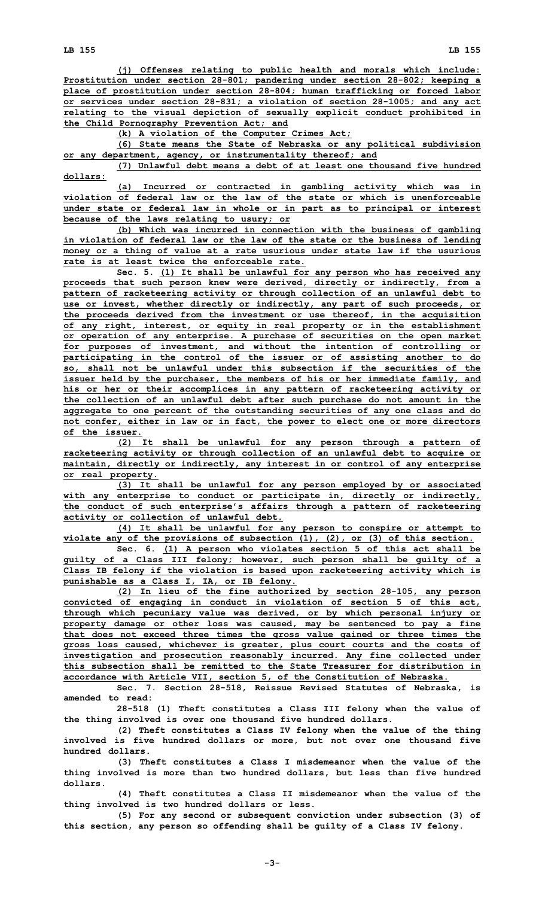(j) Offenses relating to public health and morals which include: Prostitution under section 28-801; pandering under section 28-802; keeping a place of prostitution under section 28-804; human trafficking or forced labor or services under section 28-831; a violation of section 28-1005; and any act relating to the visual depiction of sexually explicit conduct prohibited in the Child Pornography Prevention Act; and

(k) A violation of the Computer Crimes Act;

(6) State means the State of Nebraska or any political subdivision or any department, agency, or instrumentality thereof; and

(7) Unlawful debt means a debt of at least one thousand five hundred dollars:

(a) Incurred or contracted in gambling activity which was in violation of federal law or the law of the state or which is unenforceable under state or federal law in whole or in part as to principal or interest because of the laws relating to usury; or

(b) Which was incurred in connection with the business of gambling in violation of federal law or the law of the state or the business of lending money or a thing of value at a rate usurious under state law if the usurious rate is at least twice the enforceable rate.

Sec. 5. (1) It shall be unlawful for any person who has received any proceeds that such person knew were derived, directly or indirectly, from a pattern of racketeering activity or through collection of an unlawful debt to use or invest, whether directly or indirectly, any part of such proceeds, or the proceeds derived from the investment or use thereof, in the acquisition of any right, interest, or equity in real property or in the establishment or operation of any enterprise. A purchase of securities on the open market for purposes of investment, and without the intention of controlling or participating in the control of the issuer or of assisting another to do so, shall not be unlawful under this subsection if the securities of the issuer held by the purchaser, the members of his or her immediate family, and his or her or their accomplices in any pattern of racketeering activity or the collection of an unlawful debt after such purchase do not amount in the aggregate to one percent of the outstanding securities of any one class and do not confer, either in law or in fact, the power to elect one or more directors of the issuer.

(2) It shall be unlawful for any person through a pattern of racketeering activity or through collection of an unlawful debt to acquire or maintain, directly or indirectly, any interest in or control of any enterprise or real property.

(3) It shall be unlawful for any person employed by or associated with any enterprise to conduct or participate in, directly or indirectly, the conduct of such enterprise's affairs through a pattern of racketeering activity or collection of unlawful debt.

(4) It shall be unlawful for any person to conspire or attempt to violate any of the provisions of subsection (1), (2), or (3) of this section.

Sec. 6. (1) A person who violates section 5 of this act shall be guilty of a Class III felony; however, such person shall be guilty of a Class IB felony if the violation is based upon racketeering activity which is punishable as a Class I, IA, or IB felony.

(2) In lieu of the fine authorized by section 28-105, any person convicted of engaging in conduct in violation of section 5 of this act, through which pecuniary value was derived, or by which personal injury or property damage or other loss was caused, may be sentenced to pay a fine that does not exceed three times the gross value gained or three times the gross loss caused, whichever is greater, plus court courts and the costs of investigation and prosecution reasonably incurred. Any fine collected under this subsection shall be remitted to the State Treasurer for distribution in accordance with Article VII, section 5, of the Constitution of Nebraska.

Sec. 7. Section 28-518, Reissue Revised Statutes of Nebraska, is amended to read:

28-518 (1) Theft constitutes a Class III felony when the value of the thing involved is over one thousand five hundred dollars.

(2) Theft constitutes a Class IV felony when the value of the thing involved is five hundred dollars or more, but not over one thousand five hundred dollars.

(3) Theft constitutes a Class I misdemeanor when the value of the thing involved is more than two hundred dollars, but less than five hundred dollars.

(4) Theft constitutes a Class II misdemeanor when the value of the thing involved is two hundred dollars or less.

(5) For any second or subsequent conviction under subsection (3) of this section, any person so offending shall be guilty of a Class IV felony.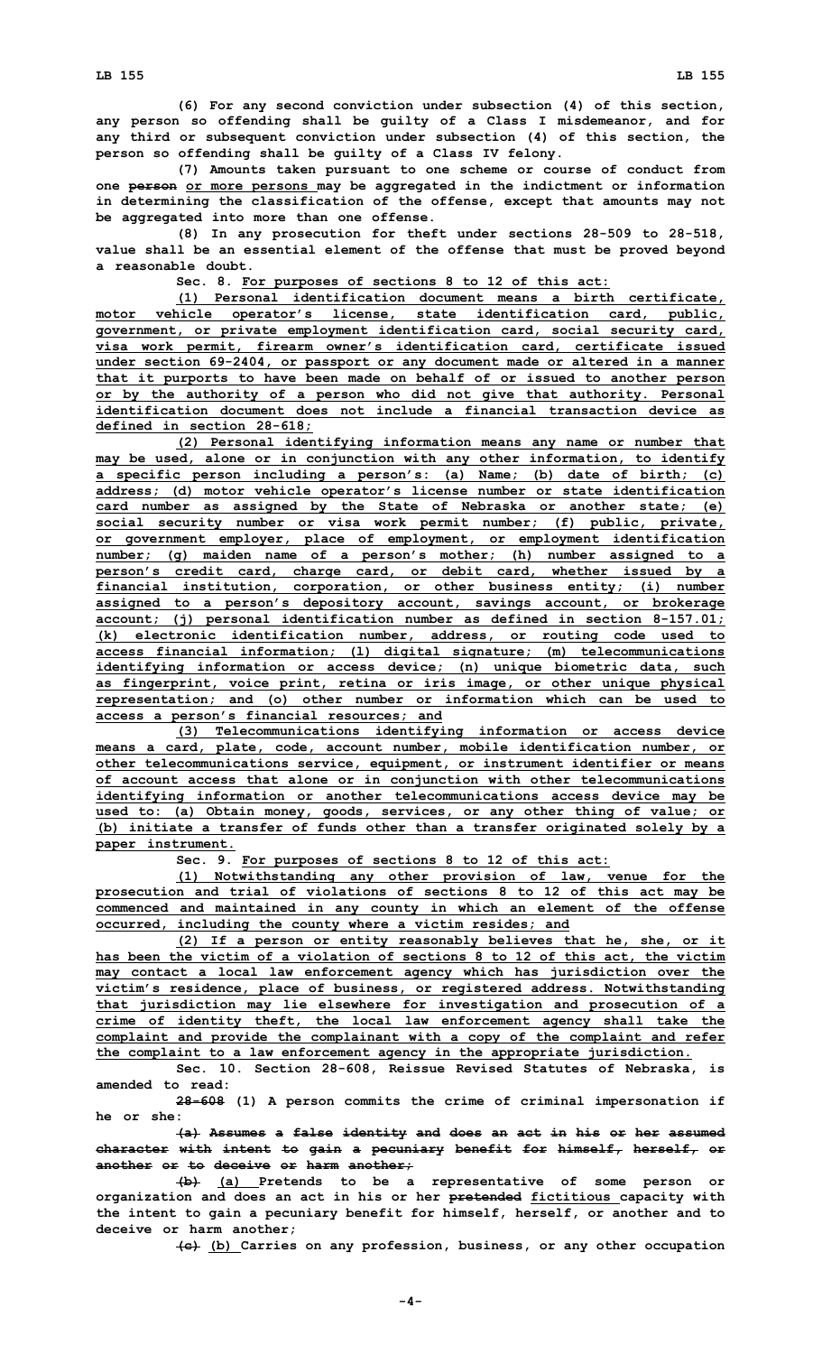(6) For any second conviction under subsection (4) of this section, any person so offending shall be guilty of a Class I misdemeanor, and for any third or subsequent conviction under subsection (4) of this section, the person so offending shall be guilty of a Class IV felony.

(7) Amounts taken pursuant to one scheme or course of conduct from one ~~person~~ or more persons may be aggregated in the indictment or information in determining the classification of the offense, except that amounts may not be aggregated into more than one offense.

(8) In any prosecution for theft under sections 28-509 to 28-518, value shall be an essential element of the offense that must be proved beyond a reasonable doubt.

Sec. 8. For purposes of sections 8 to 12 of this act:

(1) Personal identification document means a birth certificate, motor vehicle operator's license, state identification card, public, government, or private employment identification card, social security card, visa work permit, firearm owner's identification card, certificate issued under section 69-2404, or passport or any document made or altered in a manner that it purports to have been made on behalf of or issued to another person or by the authority of a person who did not give that authority. Personal identification document does not include a financial transaction device as defined in section 28-618;

(2) Personal identifying information means any name or number that may be used, alone or in conjunction with any other information, to identify a specific person including a person's: (a) Name; (b) date of birth; (c) address; (d) motor vehicle operator's license number or state identification card number as assigned by the State of Nebraska or another state; (e) social security number or visa work permit number; (f) public, private, or government employer, place of employment, or employment identification number; (g) maiden name of a person's mother; (h) number assigned to a person's credit card, charge card, or debit card, whether issued by a financial institution, corporation, or other business entity; (i) number assigned to a person's depository account, savings account, or brokerage account; (j) personal identification number as defined in section 8-157.01; (k) electronic identification number, address, or routing code used to access financial information; (l) digital signature; (m) telecommunications identifying information or access device; (n) unique biometric data, such as fingerprint, voice print, retina or iris image, or other unique physical representation; and (o) other number or information which can be used to access a person's financial resources; and

(3) Telecommunications identifying information or access device means a card, plate, code, account number, mobile identification number, or other telecommunications service, equipment, or instrument identifier or means of account access that alone or in conjunction with other telecommunications identifying information or another telecommunications access device may be used to: (a) Obtain money, goods, services, or any other thing of value; or (b) initiate a transfer of funds other than a transfer originated solely by a paper instrument.

Sec. 9. For purposes of sections 8 to 12 of this act:

(1) Notwithstanding any other provision of law, venue for the prosecution and trial of violations of sections 8 to 12 of this act may be commenced and maintained in any county in which an element of the offense occurred, including the county where a victim resides; and

(2) If a person or entity reasonably believes that he, she, or it has been the victim of a violation of sections 8 to 12 of this act, the victim may contact a local law enforcement agency which has jurisdiction over the victim's residence, place of business, or registered address. Notwithstanding that jurisdiction may lie elsewhere for investigation and prosecution of a crime of identity theft, the local law enforcement agency shall take the complaint and provide the complainant with a copy of the complaint and refer the complaint to a law enforcement agency in the appropriate jurisdiction.

Sec. 10. Section 28-608, Reissue Revised Statutes of Nebraska, is amended to read:

~~28-608~~ (1) A person commits the crime of criminal impersonation if he or she:

~~(a) Assumes a false identity and does an act in his or her assumed character with intent to gain a pecuniary benefit for himself, herself, or another or to deceive or harm another;~~

~~(b)~~ (a) Pretends to be a representative of some person or organization and does an act in his or her ~~pretended~~ fictitious capacity with the intent to gain a pecuniary benefit for himself, herself, or another and to deceive or harm another;

~~(c)~~ (b) Carries on any profession, business, or any other occupation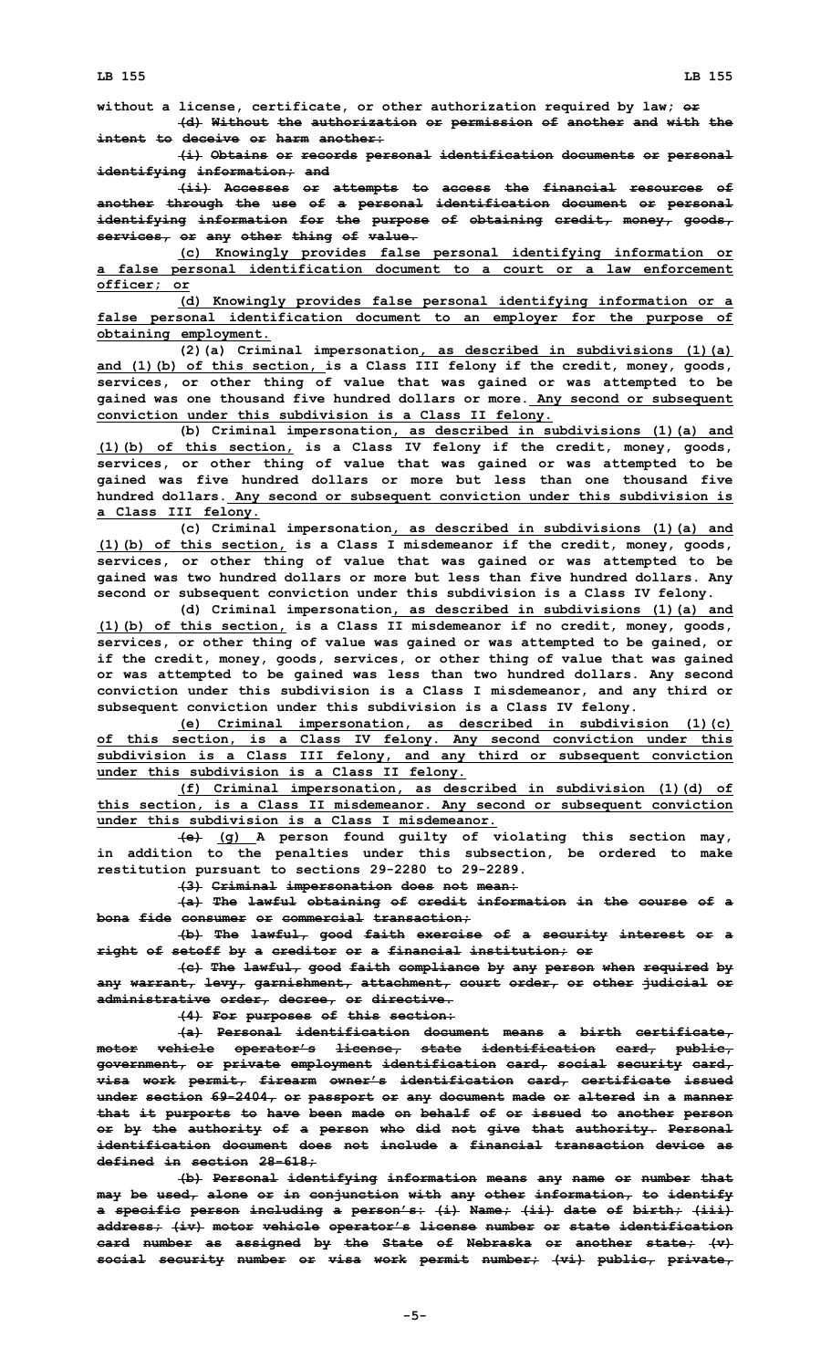without a license, certificate, or other authorization required by law; ~~or~~

~~(d) Without the authorization or permission of another and with the intent to deceive or harm another:~~

~~(i) Obtains or records personal identification documents or personal identifying information; and~~

~~(ii) Accesses or attempts to access the financial resources of another through the use of a personal identification document or personal identifying information for the purpose of obtaining credit, money, goods, services, or any other thing of value.~~

(c) Knowingly provides false personal identifying information or a false personal identification document to a court or a law enforcement officer; or

(d) Knowingly provides false personal identifying information or a false personal identification document to an employer for the purpose of obtaining employment.

(2)(a) Criminal impersonation, as described in subdivisions (1)(a) and (1)(b) of this section, is a Class III felony if the credit, money, goods, services, or other thing of value that was gained or was attempted to be gained was one thousand five hundred dollars or more. Any second or subsequent conviction under this subdivision is a Class II felony.

(b) Criminal impersonation, as described in subdivisions (1)(a) and (1)(b) of this section, is a Class IV felony if the credit, money, goods, services, or other thing of value that was gained or was attempted to be gained was five hundred dollars or more but less than one thousand five hundred dollars. Any second or subsequent conviction under this subdivision is a Class III felony.

(c) Criminal impersonation, as described in subdivisions (1)(a) and (1)(b) of this section, is a Class I misdemeanor if the credit, money, goods, services, or other thing of value that was gained or was attempted to be gained was two hundred dollars or more but less than five hundred dollars. Any second or subsequent conviction under this subdivision is a Class IV felony.

(d) Criminal impersonation, as described in subdivisions (1)(a) and (1)(b) of this section, is a Class II misdemeanor if no credit, money, goods, services, or other thing of value was gained or was attempted to be gained, or if the credit, money, goods, services, or other thing of value that was gained or was attempted to be gained was less than two hundred dollars. Any second conviction under this subdivision is a Class I misdemeanor, and any third or subsequent conviction under this subdivision is a Class IV felony.

(e) Criminal impersonation, as described in subdivision (1)(c) of this section, is a Class IV felony. Any second conviction under this subdivision is a Class III felony, and any third or subsequent conviction under this subdivision is a Class II felony.

(f) Criminal impersonation, as described in subdivision (1)(d) of this section, is a Class II misdemeanor. Any second or subsequent conviction under this subdivision is a Class I misdemeanor.

~~(e)~~ (g) A person found guilty of violating this section may, in addition to the penalties under this subsection, be ordered to make restitution pursuant to sections 29-2280 to 29-2289.

~~(3) Criminal impersonation does not mean:~~

~~(a) The lawful obtaining of credit information in the course of a bona fide consumer or commercial transaction;~~

~~(b) The lawful, good faith exercise of a security interest or a right of setoff by a creditor or a financial institution; or~~

~~(c) The lawful, good faith compliance by any person when required by any warrant, levy, garnishment, attachment, court order, or other judicial or administrative order, decree, or directive.~~

~~(4) For purposes of this section:~~

~~(a) Personal identification document means a birth certificate, motor vehicle operator's license, state identification card, public, government, or private employment identification card, social security card, visa work permit, firearm owner's identification card, certificate issued under section 69-2404, or passport or any document made or altered in a manner that it purports to have been made on behalf of or issued to another person or by the authority of a person who did not give that authority. Personal identification document does not include a financial transaction device as defined in section 28-618;~~

~~(b) Personal identifying information means any name or number that may be used, alone or in conjunction with any other information, to identify a specific person including a person's: (i) Name; (ii) date of birth; (iii) address; (iv) motor vehicle operator's license number or state identification card number as assigned by the State of Nebraska or another state; (v) social security number or visa work permit number; (vi) public, private,~~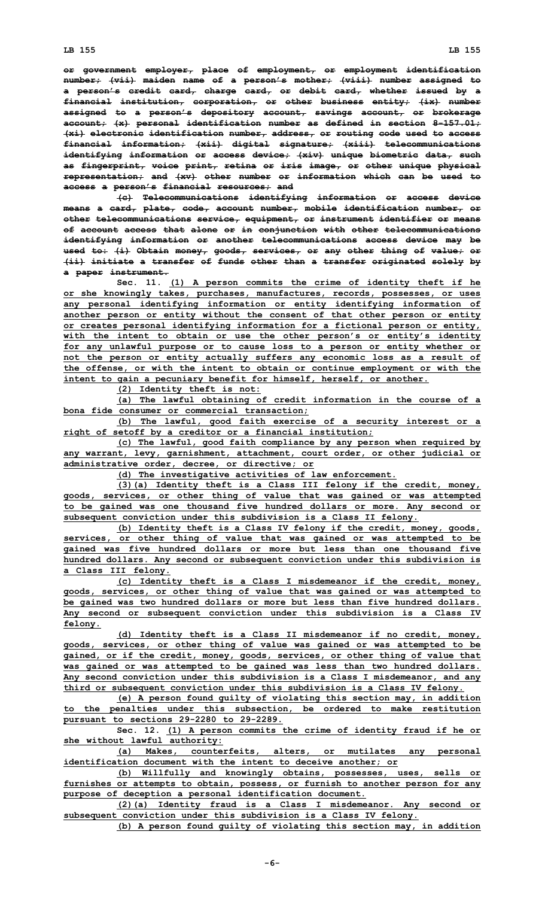or government employer, place of employment, or employment identification number; (vii) maiden name of a person's mother; (viii) number assigned to a person's credit card, charge card, or debit card, whether issued by a financial institution, corporation, or other business entity; (ix) number assigned to a person's depository account, savings account, or brokerage account; (x) personal identification number as defined in section 8-157.01; (xi) electronic identification number, address, or routing code used to access financial information; (xii) digital signature; (xiii) telecommunications identifying information or access device; (xiv) unique biometric data, such as fingerprint, voice print, retina or iris image, or other unique physical representation; and (xv) other number or information which can be used to access a person's financial resources; and

(c) Telecommunications identifying information or access device means a card, plate, code, account number, mobile identification number, or other telecommunications service, equipment, or instrument identifier or means of account access that alone or in conjunction with other telecommunications identifying information or another telecommunications access device may be used to: (i) Obtain money, goods, services, or any other thing of value; or (ii) initiate a transfer of funds other than a transfer originated solely by a paper instrument.

Sec. 11. (1) A person commits the crime of identity theft if he or she knowingly takes, purchases, manufactures, records, possesses, or uses any personal identifying information or entity identifying information of another person or entity without the consent of that other person or entity or creates personal identifying information for a fictional person or entity, with the intent to obtain or use the other person's or entity's identity for any unlawful purpose or to cause loss to a person or entity whether or not the person or entity actually suffers any economic loss as a result of the offense, or with the intent to obtain or continue employment or with the intent to gain a pecuniary benefit for himself, herself, or another.

(2) Identity theft is not:

(a) The lawful obtaining of credit information in the course of a bona fide consumer or commercial transaction;

(b) The lawful, good faith exercise of a security interest or a right of setoff by a creditor or a financial institution;

(c) The lawful, good faith compliance by any person when required by any warrant, levy, garnishment, attachment, court order, or other judicial or administrative order, decree, or directive; or

(d) The investigative activities of law enforcement.

(3)(a) Identity theft is a Class III felony if the credit, money, goods, services, or other thing of value that was gained or was attempted to be gained was one thousand five hundred dollars or more. Any second or subsequent conviction under this subdivision is a Class II felony.

(b) Identity theft is a Class IV felony if the credit, money, goods, services, or other thing of value that was gained or was attempted to be gained was five hundred dollars or more but less than one thousand five hundred dollars. Any second or subsequent conviction under this subdivision is a Class III felony.

(c) Identity theft is a Class I misdemeanor if the credit, money, goods, services, or other thing of value that was gained or was attempted to be gained was two hundred dollars or more but less than five hundred dollars. Any second or subsequent conviction under this subdivision is a Class IV felony.

(d) Identity theft is a Class II misdemeanor if no credit, money, goods, services, or other thing of value was gained or was attempted to be gained, or if the credit, money, goods, services, or other thing of value that was gained or was attempted to be gained was less than two hundred dollars. Any second conviction under this subdivision is a Class I misdemeanor, and any third or subsequent conviction under this subdivision is a Class IV felony.

(e) A person found guilty of violating this section may, in addition to the penalties under this subsection, be ordered to make restitution pursuant to sections 29-2280 to 29-2289.

Sec. 12. (1) A person commits the crime of identity fraud if he or she without lawful authority:

(a) Makes, counterfeits, alters, or mutilates any personal identification document with the intent to deceive another; or

(b) Willfully and knowingly obtains, possesses, uses, sells or furnishes or attempts to obtain, possess, or furnish to another person for any purpose of deception a personal identification document.

(2)(a) Identity fraud is a Class I misdemeanor. Any second or subsequent conviction under this subdivision is a Class IV felony.

(b) A person found guilty of violating this section may, in addition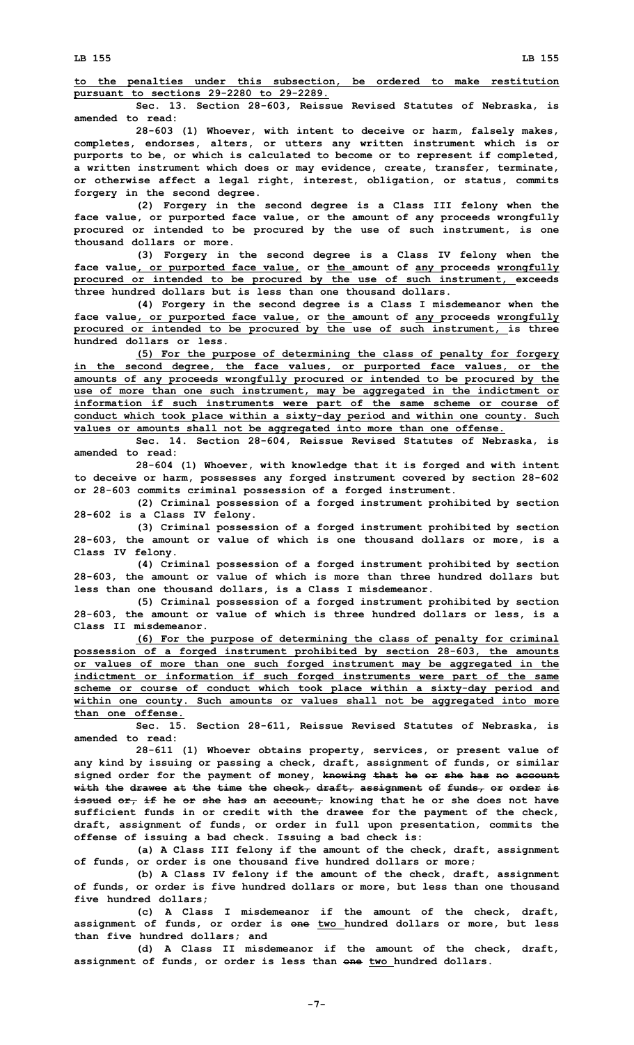to the penalties under this subsection, be ordered to make restitution pursuant to sections 29-2280 to 29-2289.

Sec. 13. Section 28-603, Reissue Revised Statutes of Nebraska, is amended to read:

28-603 (1) Whoever, with intent to deceive or harm, falsely makes, completes, endorses, alters, or utters any written instrument which is or purports to be, or which is calculated to become or to represent if completed, a written instrument which does or may evidence, create, transfer, terminate, or otherwise affect a legal right, interest, obligation, or status, commits forgery in the second degree.

(2) Forgery in the second degree is a Class III felony when the face value, or purported face value, or the amount of any proceeds wrongfully procured or intended to be procured by the use of such instrument, is one thousand dollars or more.

(3) Forgery in the second degree is a Class IV felony when the face value, or purported face value, or the amount of any proceeds wrongfully procured or intended to be procured by the use of such instrument, exceeds three hundred dollars but is less than one thousand dollars.

(4) Forgery in the second degree is a Class I misdemeanor when the face value, or purported face value, or the amount of any proceeds wrongfully procured or intended to be procured by the use of such instrument, is three hundred dollars or less.

(5) For the purpose of determining the class of penalty for forgery in the second degree, the face values, or purported face values, or the amounts of any proceeds wrongfully procured or intended to be procured by the use of more than one such instrument, may be aggregated in the indictment or information if such instruments were part of the same scheme or course of conduct which took place within a sixty-day period and within one county. Such values or amounts shall not be aggregated into more than one offense.

Sec. 14. Section 28-604, Reissue Revised Statutes of Nebraska, is amended to read:

28-604 (1) Whoever, with knowledge that it is forged and with intent to deceive or harm, possesses any forged instrument covered by section 28-602 or 28-603 commits criminal possession of a forged instrument.

(2) Criminal possession of a forged instrument prohibited by section 28-602 is a Class IV felony.

(3) Criminal possession of a forged instrument prohibited by section 28-603, the amount or value of which is one thousand dollars or more, is a Class IV felony.

(4) Criminal possession of a forged instrument prohibited by section 28-603, the amount or value of which is more than three hundred dollars but less than one thousand dollars, is a Class I misdemeanor.

(5) Criminal possession of a forged instrument prohibited by section 28-603, the amount or value of which is three hundred dollars or less, is a Class II misdemeanor.

(6) For the purpose of determining the class of penalty for criminal possession of a forged instrument prohibited by section 28-603, the amounts or values of more than one such forged instrument may be aggregated in the indictment or information if such forged instruments were part of the same scheme or course of conduct which took place within a sixty-day period and within one county. Such amounts or values shall not be aggregated into more than one offense.

Sec. 15. Section 28-611, Reissue Revised Statutes of Nebraska, is amended to read:

28-611 (1) Whoever obtains property, services, or present value of any kind by issuing or passing a check, draft, assignment of funds, or similar signed order for the payment of money, ~~knowing that he or she has no account with the drawee at the time the check, draft, assignment of funds, or order is issued or, if he or she has an account,~~ knowing that he or she does not have sufficient funds in or credit with the drawee for the payment of the check, draft, assignment of funds, or order in full upon presentation, commits the offense of issuing a bad check. Issuing a bad check is:

(a) A Class III felony if the amount of the check, draft, assignment of funds, or order is one thousand five hundred dollars or more;

(b) A Class IV felony if the amount of the check, draft, assignment of funds, or order is five hundred dollars or more, but less than one thousand five hundred dollars;

(c) A Class I misdemeanor if the amount of the check, draft, assignment of funds, or order is ~~one~~ two hundred dollars or more, but less than five hundred dollars; and

(d) A Class II misdemeanor if the amount of the check, draft, assignment of funds, or order is less than ~~one~~ two hundred dollars.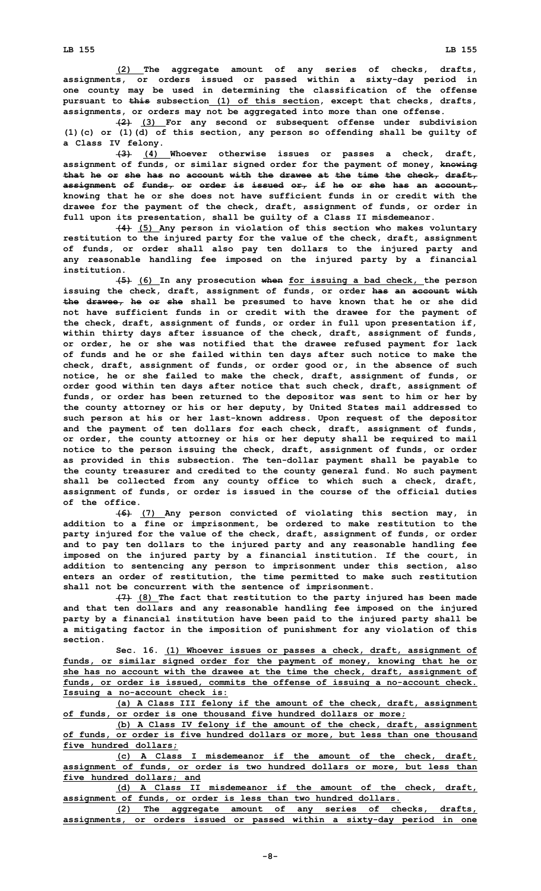(2) The aggregate amount of any series of checks, drafts, assignments, or orders issued or passed within a sixty-day period in one county may be used in determining the classification of the offense pursuant to ~~this~~ subsection (1) of this section, except that checks, drafts, assignments, or orders may not be aggregated into more than one offense.

~~(2)~~ (3) For any second or subsequent offense under subdivision (1)(c) or (1)(d) of this section, any person so offending shall be guilty of a Class IV felony.

~~(3)~~ (4) Whoever otherwise issues or passes a check, draft, assignment of funds, or similar signed order for the payment of money, ~~knowing that he or she has no account with the drawee at the time the check, draft, assignment of funds, or order is issued or, if he or she has an account,~~ knowing that he or she does not have sufficient funds in or credit with the drawee for the payment of the check, draft, assignment of funds, or order in full upon its presentation, shall be guilty of a Class II misdemeanor.

~~(4)~~ (5) Any person in violation of this section who makes voluntary restitution to the injured party for the value of the check, draft, assignment of funds, or order shall also pay ten dollars to the injured party and any reasonable handling fee imposed on the injured party by a financial institution.

~~(5)~~ (6) In any prosecution ~~when~~ for issuing a bad check, the person issuing the check, draft, assignment of funds, or order ~~has an account with the drawee, he or she~~ shall be presumed to have known that he or she did not have sufficient funds in or credit with the drawee for the payment of the check, draft, assignment of funds, or order in full upon presentation if, within thirty days after issuance of the check, draft, assignment of funds, or order, he or she was notified that the drawee refused payment for lack of funds and he or she failed within ten days after such notice to make the check, draft, assignment of funds, or order good or, in the absence of such notice, he or she failed to make the check, draft, assignment of funds, or order good within ten days after notice that such check, draft, assignment of funds, or order has been returned to the depositor was sent to him or her by the county attorney or his or her deputy, by United States mail addressed to such person at his or her last-known address. Upon request of the depositor and the payment of ten dollars for each check, draft, assignment of funds, or order, the county attorney or his or her deputy shall be required to mail notice to the person issuing the check, draft, assignment of funds, or order as provided in this subsection. The ten-dollar payment shall be payable to the county treasurer and credited to the county general fund. No such payment shall be collected from any county office to which such a check, draft, assignment of funds, or order is issued in the course of the official duties of the office.

~~(6)~~ (7) Any person convicted of violating this section may, in addition to a fine or imprisonment, be ordered to make restitution to the party injured for the value of the check, draft, assignment of funds, or order and to pay ten dollars to the injured party and any reasonable handling fee imposed on the injured party by a financial institution. If the court, in addition to sentencing any person to imprisonment under this section, also enters an order of restitution, the time permitted to make such restitution shall not be concurrent with the sentence of imprisonment.

~~(7)~~ (8) The fact that restitution to the party injured has been made and that ten dollars and any reasonable handling fee imposed on the injured party by a financial institution have been paid to the injured party shall be a mitigating factor in the imposition of punishment for any violation of this section.

Sec. 16. (1) Whoever issues or passes a check, draft, assignment of funds, or similar signed order for the payment of money, knowing that he or she has no account with the drawee at the time the check, draft, assignment of funds, or order is issued, commits the offense of issuing a no-account check. Issuing a no-account check is:

(a) A Class III felony if the amount of the check, draft, assignment of funds, or order is one thousand five hundred dollars or more;

(b) A Class IV felony if the amount of the check, draft, assignment of funds, or order is five hundred dollars or more, but less than one thousand five hundred dollars;

(c) A Class I misdemeanor if the amount of the check, draft, assignment of funds, or order is two hundred dollars or more, but less than five hundred dollars; and

(d) A Class II misdemeanor if the amount of the check, draft, assignment of funds, or order is less than two hundred dollars.

(2) The aggregate amount of any series of checks, drafts, assignments, or orders issued or passed within a sixty-day period in one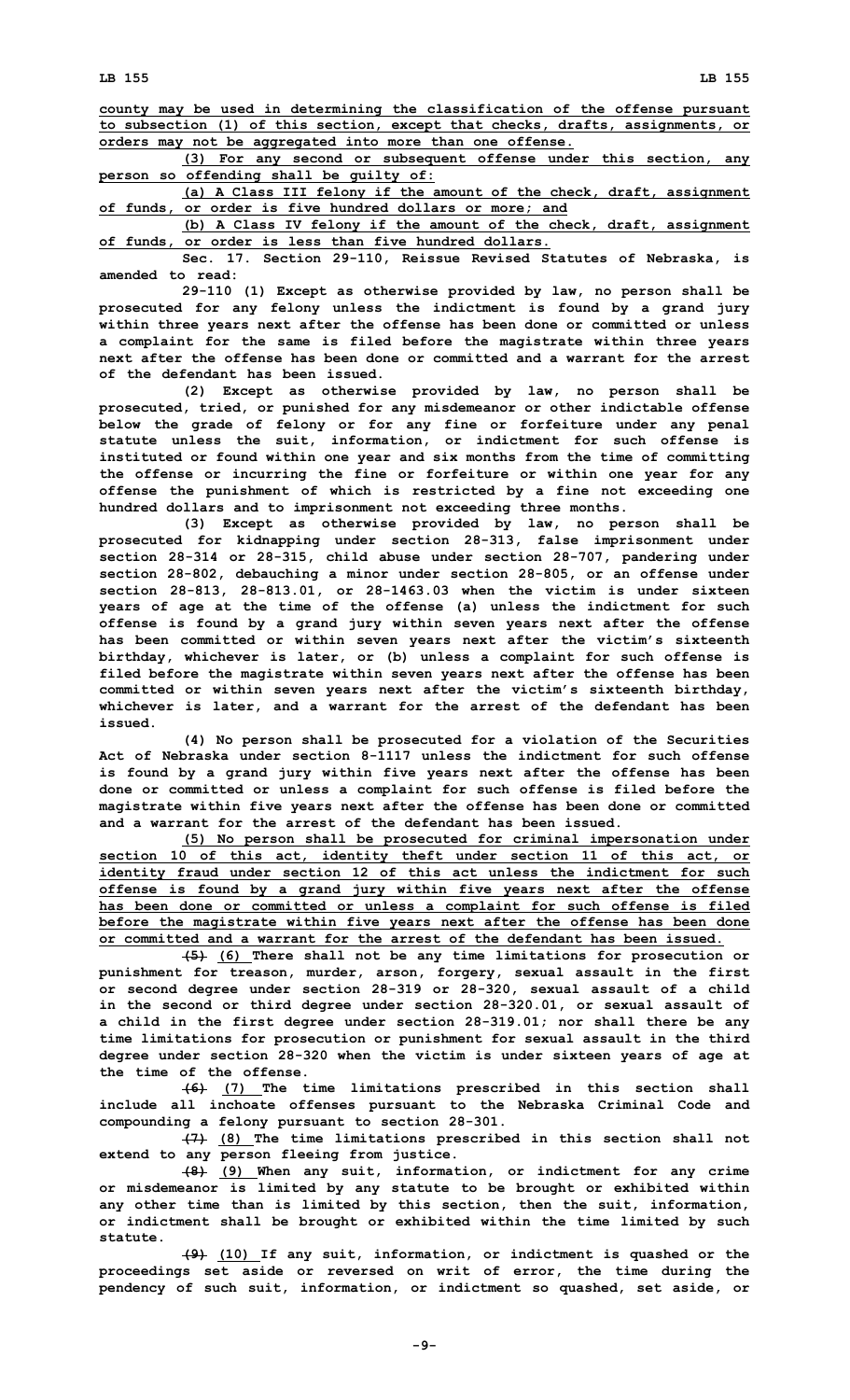county may be used in determining the classification of the offense pursuant to subsection (1) of this section, except that checks, drafts, assignments, or orders may not be aggregated into more than one offense.

(3) For any second or subsequent offense under this section, any person so offending shall be guilty of:

(a) A Class III felony if the amount of the check, draft, assignment of funds, or order is five hundred dollars or more; and

(b) A Class IV felony if the amount of the check, draft, assignment of funds, or order is less than five hundred dollars.

Sec. 17. Section 29-110, Reissue Revised Statutes of Nebraska, is amended to read:

29-110 (1) Except as otherwise provided by law, no person shall be prosecuted for any felony unless the indictment is found by a grand jury within three years next after the offense has been done or committed or unless a complaint for the same is filed before the magistrate within three years next after the offense has been done or committed and a warrant for the arrest of the defendant has been issued.

(2) Except as otherwise provided by law, no person shall be prosecuted, tried, or punished for any misdemeanor or other indictable offense below the grade of felony or for any fine or forfeiture under any penal statute unless the suit, information, or indictment for such offense is instituted or found within one year and six months from the time of committing the offense or incurring the fine or forfeiture or within one year for any offense the punishment of which is restricted by a fine not exceeding one hundred dollars and to imprisonment not exceeding three months.

(3) Except as otherwise provided by law, no person shall be prosecuted for kidnapping under section 28-313, false imprisonment under section 28-314 or 28-315, child abuse under section 28-707, pandering under section 28-802, debauching a minor under section 28-805, or an offense under section 28-813, 28-813.01, or 28-1463.03 when the victim is under sixteen years of age at the time of the offense (a) unless the indictment for such offense is found by a grand jury within seven years next after the offense has been committed or within seven years next after the victim's sixteenth birthday, whichever is later, or (b) unless a complaint for such offense is filed before the magistrate within seven years next after the offense has been committed or within seven years next after the victim's sixteenth birthday, whichever is later, and a warrant for the arrest of the defendant has been issued.

(4) No person shall be prosecuted for a violation of the Securities Act of Nebraska under section 8-1117 unless the indictment for such offense is found by a grand jury within five years next after the offense has been done or committed or unless a complaint for such offense is filed before the magistrate within five years next after the offense has been done or committed and a warrant for the arrest of the defendant has been issued.

(5) No person shall be prosecuted for criminal impersonation under section 10 of this act, identity theft under section 11 of this act, or identity fraud under section 12 of this act unless the indictment for such offense is found by a grand jury within five years next after the offense has been done or committed or unless a complaint for such offense is filed before the magistrate within five years next after the offense has been done or committed and a warrant for the arrest of the defendant has been issued.

~~(5)~~ (6) There shall not be any time limitations for prosecution or punishment for treason, murder, arson, forgery, sexual assault in the first or second degree under section 28-319 or 28-320, sexual assault of a child in the second or third degree under section 28-320.01, or sexual assault of a child in the first degree under section 28-319.01; nor shall there be any time limitations for prosecution or punishment for sexual assault in the third degree under section 28-320 when the victim is under sixteen years of age at the time of the offense.

~~(6)~~ (7) The time limitations prescribed in this section shall include all inchoate offenses pursuant to the Nebraska Criminal Code and compounding a felony pursuant to section 28-301.

~~(7)~~ (8) The time limitations prescribed in this section shall not extend to any person fleeing from justice.

~~(8)~~ (9) When any suit, information, or indictment for any crime or misdemeanor is limited by any statute to be brought or exhibited within any other time than is limited by this section, then the suit, information, or indictment shall be brought or exhibited within the time limited by such statute.

~~(9)~~ (10) If any suit, information, or indictment is quashed or the proceedings set aside or reversed on writ of error, the time during the pendency of such suit, information, or indictment so quashed, set aside, or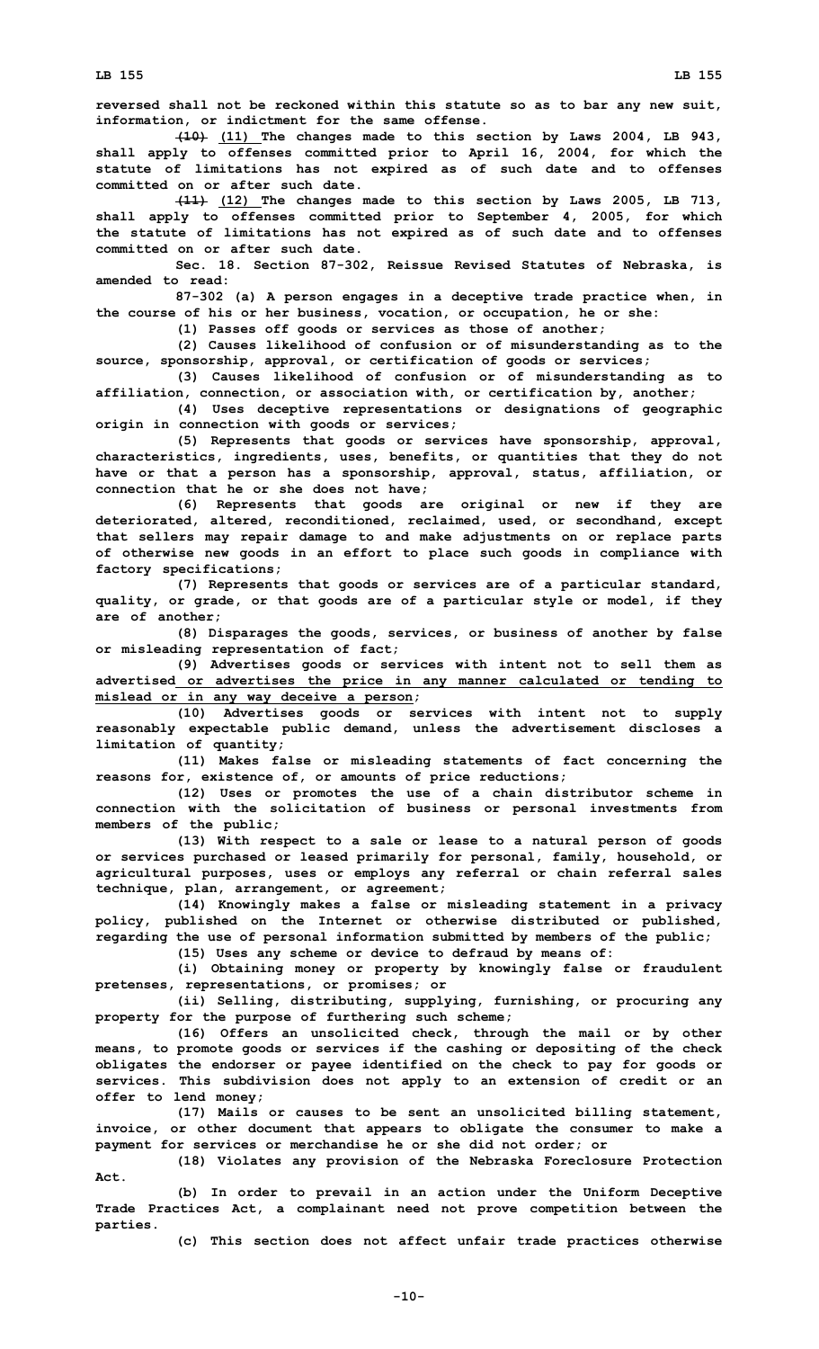reversed shall not be reckoned within this statute so as to bar any new suit, information, or indictment for the same offense.

~~(10)~~ (11) The changes made to this section by Laws 2004, LB 943, shall apply to offenses committed prior to April 16, 2004, for which the statute of limitations has not expired as of such date and to offenses committed on or after such date.

~~(11)~~ (12) The changes made to this section by Laws 2005, LB 713, shall apply to offenses committed prior to September 4, 2005, for which the statute of limitations has not expired as of such date and to offenses committed on or after such date.

Sec. 18. Section 87-302, Reissue Revised Statutes of Nebraska, is amended to read:

87-302 (a) A person engages in a deceptive trade practice when, in the course of his or her business, vocation, or occupation, he or she:

(1) Passes off goods or services as those of another;

(2) Causes likelihood of confusion or of misunderstanding as to the source, sponsorship, approval, or certification of goods or services;

(3) Causes likelihood of confusion or of misunderstanding as to affiliation, connection, or association with, or certification by, another;

(4) Uses deceptive representations or designations of geographic origin in connection with goods or services;

(5) Represents that goods or services have sponsorship, approval, characteristics, ingredients, uses, benefits, or quantities that they do not have or that a person has a sponsorship, approval, status, affiliation, or connection that he or she does not have;

(6) Represents that goods are original or new if they are deteriorated, altered, reconditioned, reclaimed, used, or secondhand, except that sellers may repair damage to and make adjustments on or replace parts of otherwise new goods in an effort to place such goods in compliance with factory specifications;

(7) Represents that goods or services are of a particular standard, quality, or grade, or that goods are of a particular style or model, if they are of another;

(8) Disparages the goods, services, or business of another by false or misleading representation of fact;

(9) Advertises goods or services with intent not to sell them as advertised <u>or advertises the price in any manner calculated or tending to mislead or in any way deceive a person</u>;

(10) Advertises goods or services with intent not to supply reasonably expectable public demand, unless the advertisement discloses a limitation of quantity;

(11) Makes false or misleading statements of fact concerning the reasons for, existence of, or amounts of price reductions;

(12) Uses or promotes the use of a chain distributor scheme in connection with the solicitation of business or personal investments from members of the public;

(13) With respect to a sale or lease to a natural person of goods or services purchased or leased primarily for personal, family, household, or agricultural purposes, uses or employs any referral or chain referral sales technique, plan, arrangement, or agreement;

(14) Knowingly makes a false or misleading statement in a privacy policy, published on the Internet or otherwise distributed or published, regarding the use of personal information submitted by members of the public;

(15) Uses any scheme or device to defraud by means of:

(i) Obtaining money or property by knowingly false or fraudulent pretenses, representations, or promises; or

(ii) Selling, distributing, supplying, furnishing, or procuring any property for the purpose of furthering such scheme;

(16) Offers an unsolicited check, through the mail or by other means, to promote goods or services if the cashing or depositing of the check obligates the endorser or payee identified on the check to pay for goods or services. This subdivision does not apply to an extension of credit or an offer to lend money;

(17) Mails or causes to be sent an unsolicited billing statement, invoice, or other document that appears to obligate the consumer to make a payment for services or merchandise he or she did not order; or

(18) Violates any provision of the Nebraska Foreclosure Protection Act.

(b) In order to prevail in an action under the Uniform Deceptive Trade Practices Act, a complainant need not prove competition between the parties.

(c) This section does not affect unfair trade practices otherwise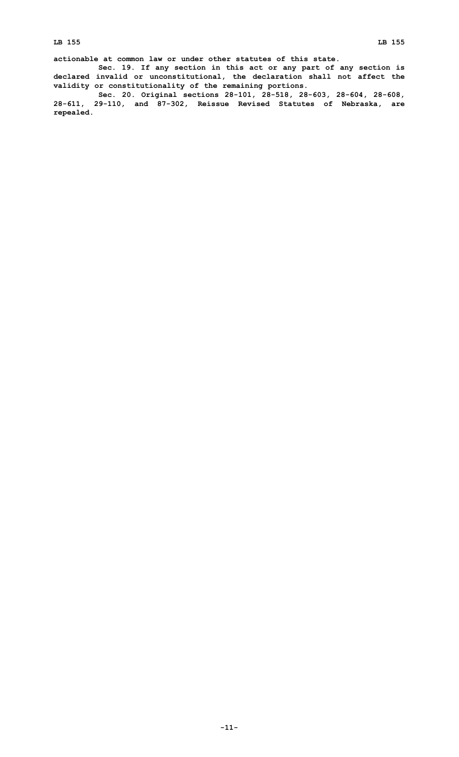**actionable at common law or under other statutes of this state.**

**Sec. 19. If any section in this act or any part of any section is declared invalid or unconstitutional, the declaration shall not affect the validity or constitutionality of the remaining portions.**

**Sec. 20. Original sections 28-101, 28-518, 28-603, 28-604, 28-608, 28-611, 29-110, and 87-302, Reissue Revised Statutes of Nebraska, are repealed.**